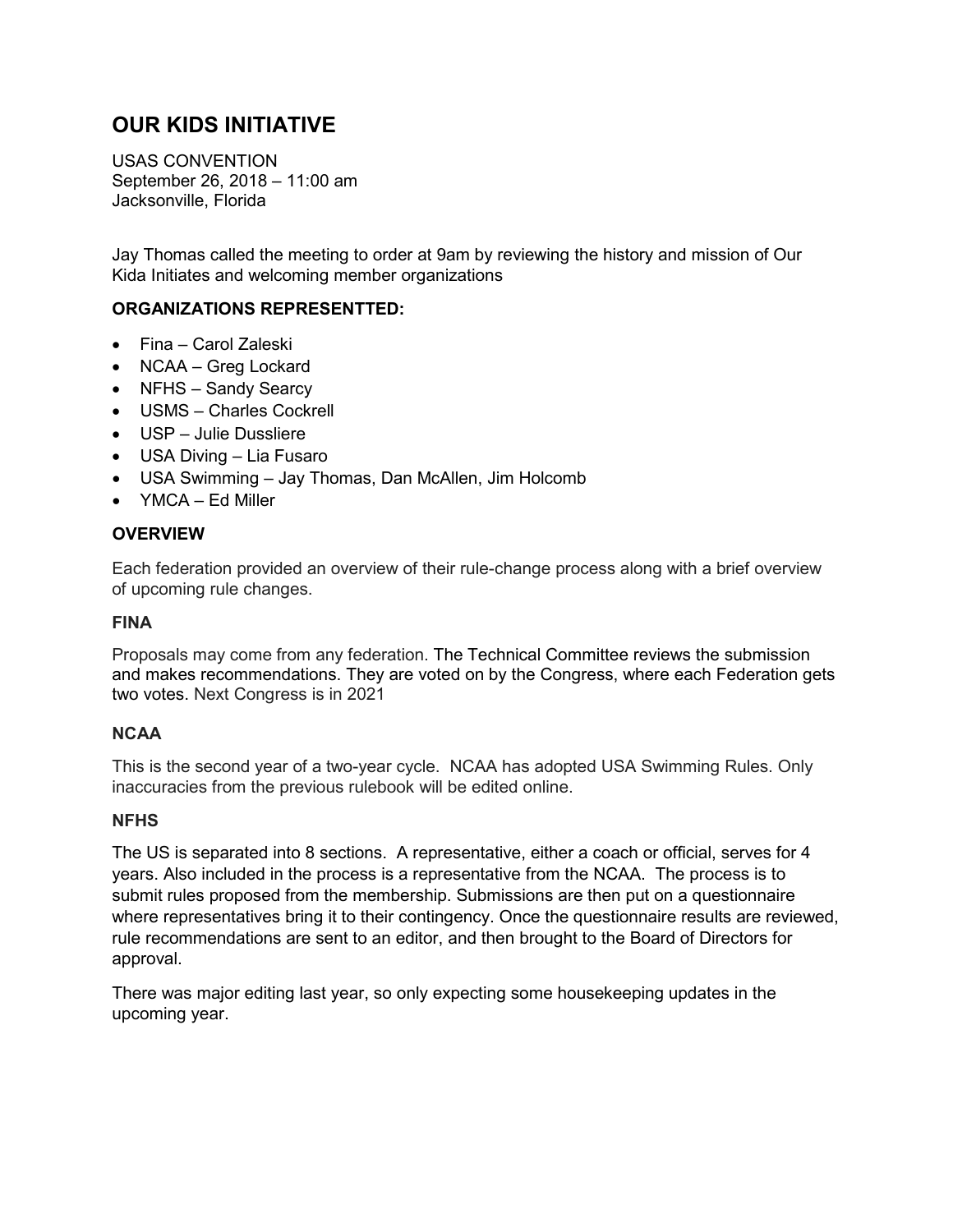# OUR KIDS INITIATIVE

USAS CONVENTION
September 26, 2018 – 11:00 am
Jacksonville, Florida

Jay Thomas called the meeting to order at 9am by reviewing the history and mission of Our Kida Initiates and welcoming member organizations

### ORGANIZATIONS REPRESENTTED:

- Fina – Carol Zaleski
- NCAA – Greg Lockard
- NFHS – Sandy Searcy
- USMS – Charles Cockrell
- USP – Julie Dussliere
- USA Diving – Lia Fusaro
- USA Swimming – Jay Thomas, Dan McAllen, Jim Holcomb
- YMCA – Ed Miller

### OVERVIEW

Each federation provided an overview of their rule-change process along with a brief overview of upcoming rule changes.

### FINA

Proposals may come from any federation. The Technical Committee reviews the submission and makes recommendations. They are voted on by the Congress, where each Federation gets two votes. Next Congress is in 2021

### NCAA

This is the second year of a two-year cycle. NCAA has adopted USA Swimming Rules. Only inaccuracies from the previous rulebook will be edited online.

### NFHS

The US is separated into 8 sections. A representative, either a coach or official, serves for 4 years. Also included in the process is a representative from the NCAA. The process is to submit rules proposed from the membership. Submissions are then put on a questionnaire where representatives bring it to their contingency. Once the questionnaire results are reviewed, rule recommendations are sent to an editor, and then brought to the Board of Directors for approval.

There was major editing last year, so only expecting some housekeeping updates in the upcoming year.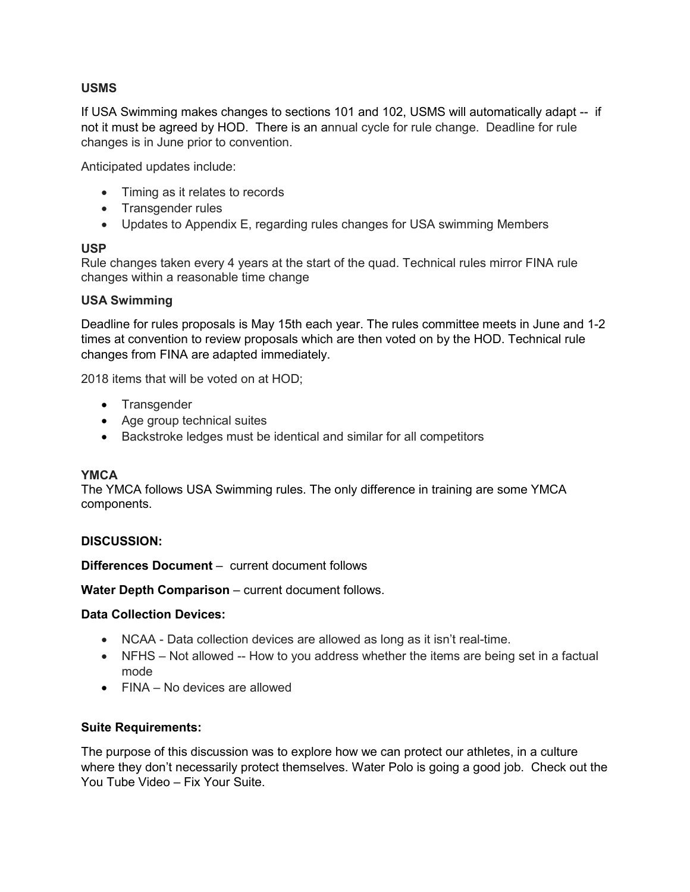**USMS**

If USA Swimming makes changes to sections 101 and 102, USMS will automatically adapt -- if not it must be agreed by HOD. There is an annual cycle for rule change. Deadline for rule changes is in June prior to convention.

Anticipated updates include:

- Timing as it relates to records
- Transgender rules
- Updates to Appendix E, regarding rules changes for USA swimming Members

**USP**

Rule changes taken every 4 years at the start of the quad. Technical rules mirror FINA rule changes within a reasonable time change

**USA Swimming**

Deadline for rules proposals is May 15th each year. The rules committee meets in June and 1-2 times at convention to review proposals which are then voted on by the HOD. Technical rule changes from FINA are adapted immediately.

2018 items that will be voted on at HOD;

- Transgender
- Age group technical suites
- Backstroke ledges must be identical and similar for all competitors

**YMCA**

The YMCA follows USA Swimming rules. The only difference in training are some YMCA components.

**DISCUSSION:**

**Differences Document** – current document follows

**Water Depth Comparison** – current document follows.

**Data Collection Devices:**

- NCAA - Data collection devices are allowed as long as it isn't real-time.
- NFHS – Not allowed -- How to you address whether the items are being set in a factual mode
- FINA – No devices are allowed

**Suite Requirements:**

The purpose of this discussion was to explore how we can protect our athletes, in a culture where they don't necessarily protect themselves. Water Polo is going a good job. Check out the You Tube Video – Fix Your Suite.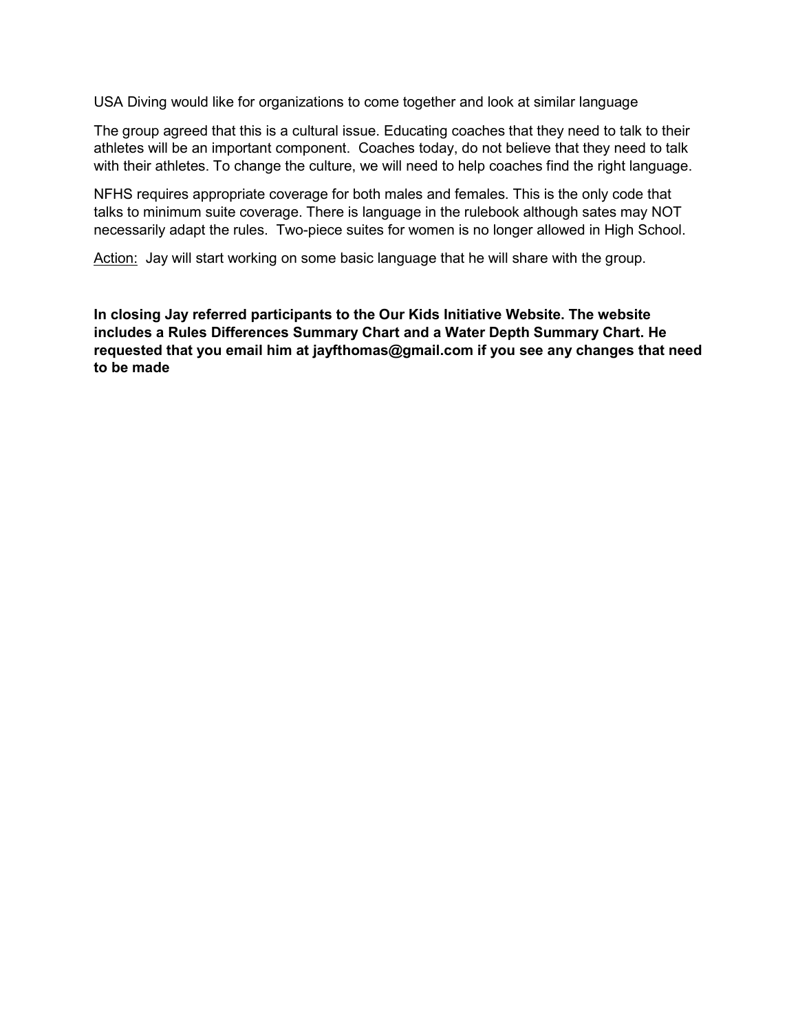USA Diving would like for organizations to come together and look at similar language

The group agreed that this is a cultural issue. Educating coaches that they need to talk to their athletes will be an important component. Coaches today, do not believe that they need to talk with their athletes. To change the culture, we will need to help coaches find the right language.

NFHS requires appropriate coverage for both males and females. This is the only code that talks to minimum suite coverage. There is language in the rulebook although sates may NOT necessarily adapt the rules. Two-piece suites for women is no longer allowed in High School.

Action: Jay will start working on some basic language that he will share with the group.

**In closing Jay referred participants to the Our Kids Initiative Website. The website includes a Rules Differences Summary Chart and a Water Depth Summary Chart. He requested that you email him at jayfthomas@gmail.com if you see any changes that need to be made**